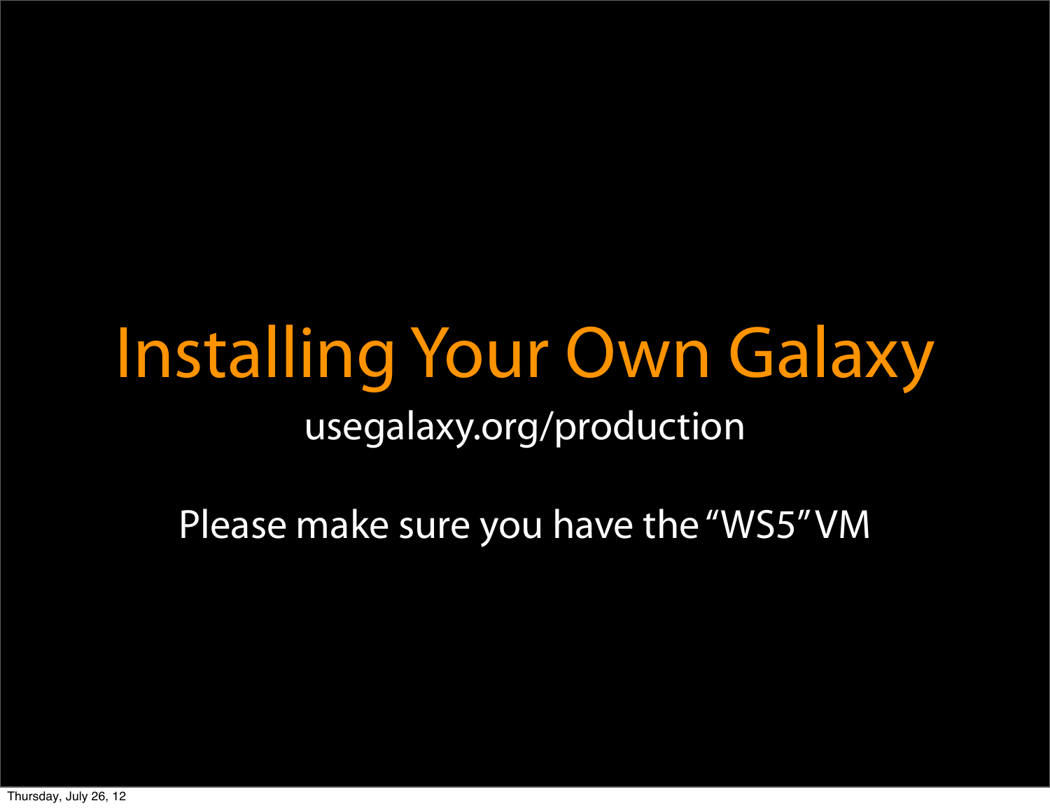# Installing Your Own Galaxy

usegalaxy.org/production

Please make sure you have the "WS5" VM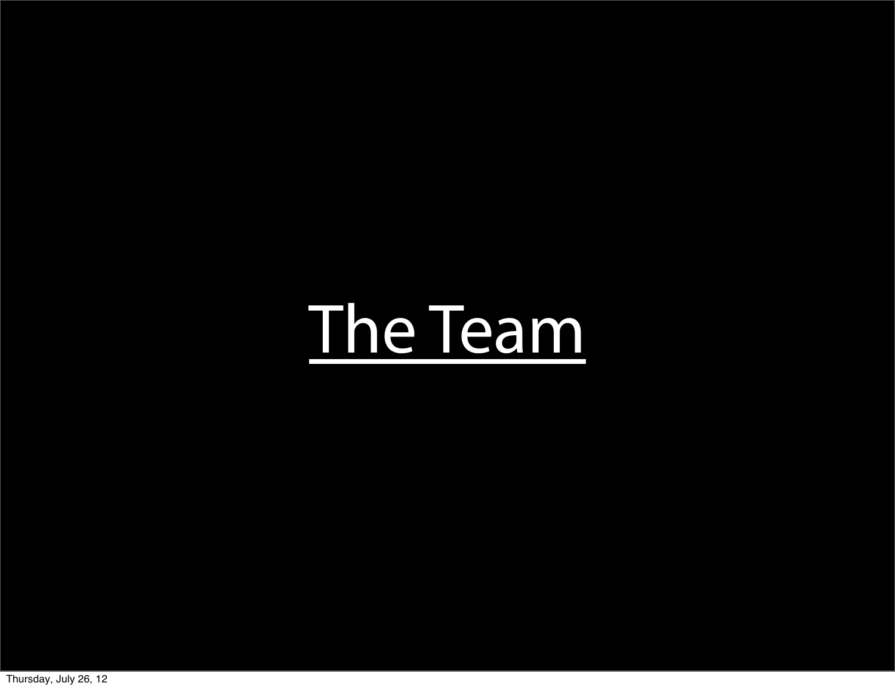# The Team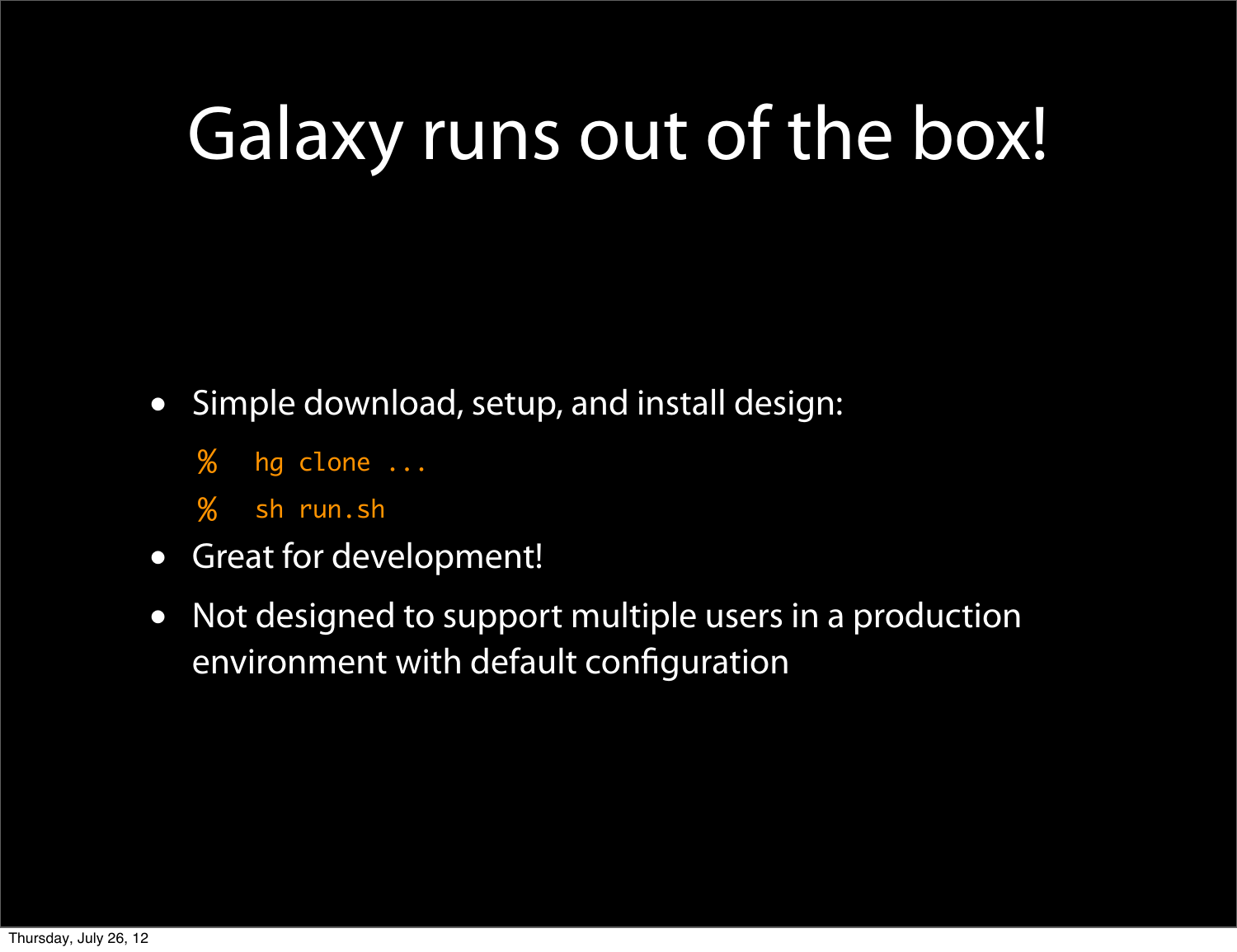# Galaxy runs out of the box!

- Simple download, setup, and install design:

```
% hg clone ...
% sh run.sh
```

- Great for development!
- Not designed to support multiple users in a production environment with default configuration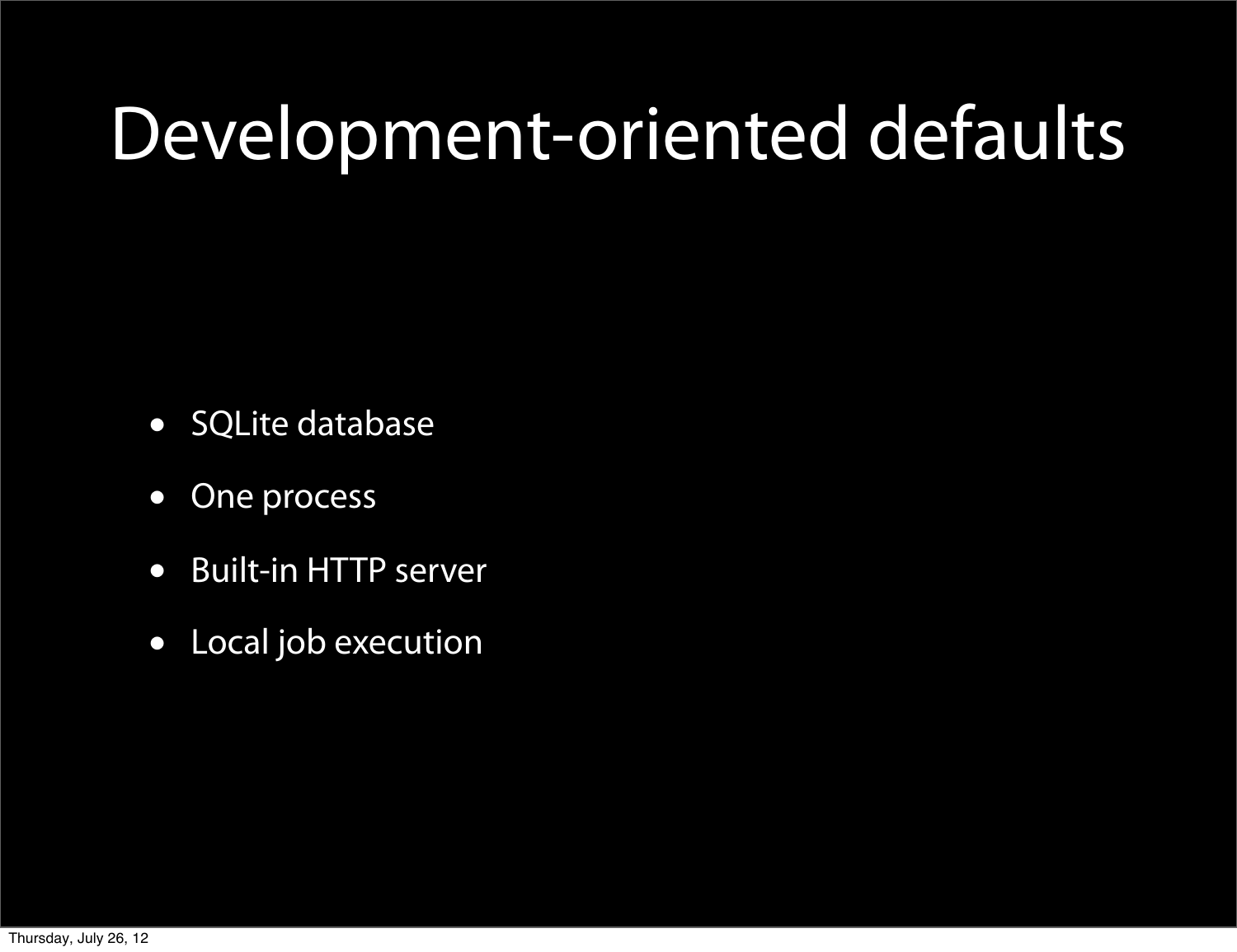# Development-oriented defaults

- SQLite database
- One process
- Built-in HTTP server
- Local job execution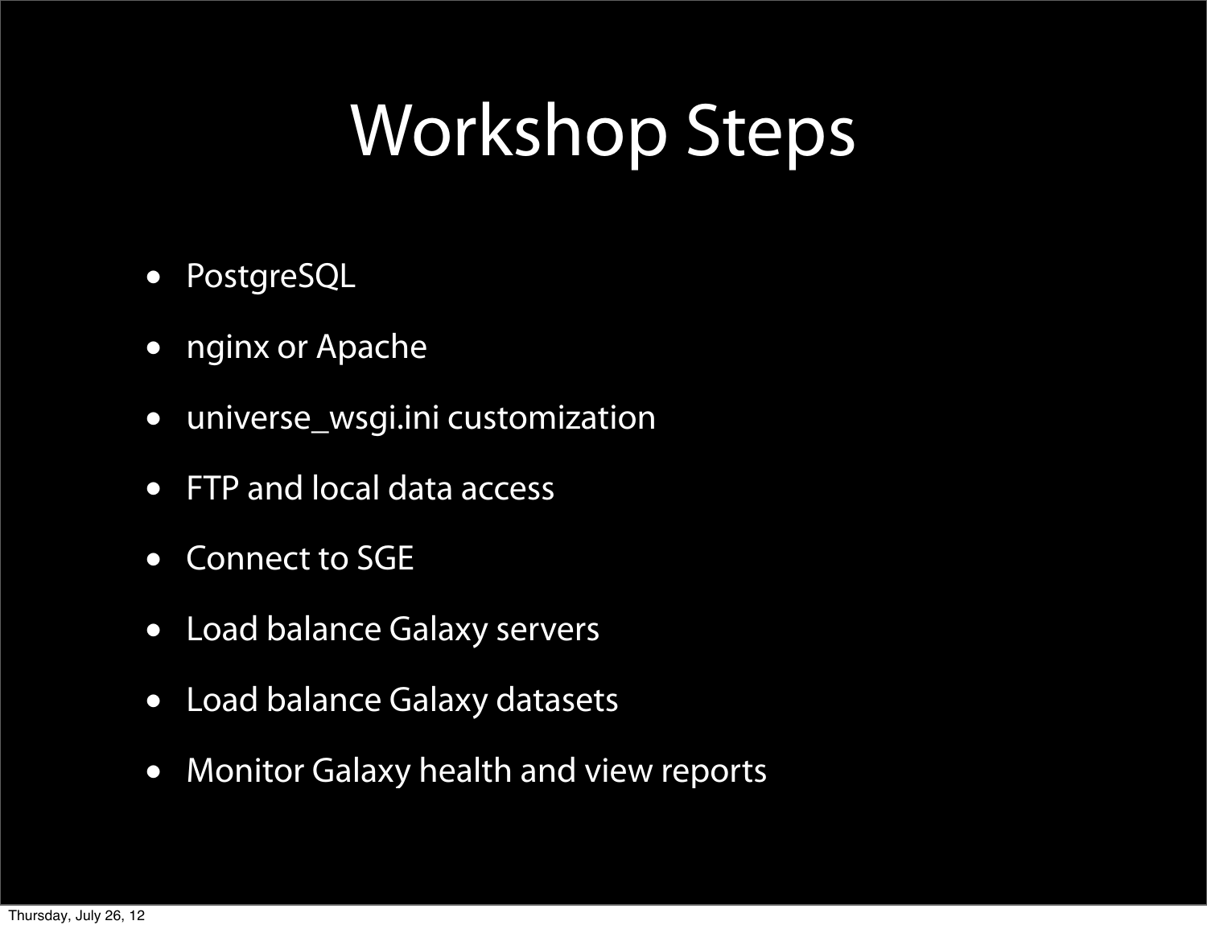# Workshop Steps

- PostgreSQL
- nginx or Apache
- universe_wsgi.ini customization
- FTP and local data access
- Connect to SGE
- Load balance Galaxy servers
- Load balance Galaxy datasets
- Monitor Galaxy health and view reports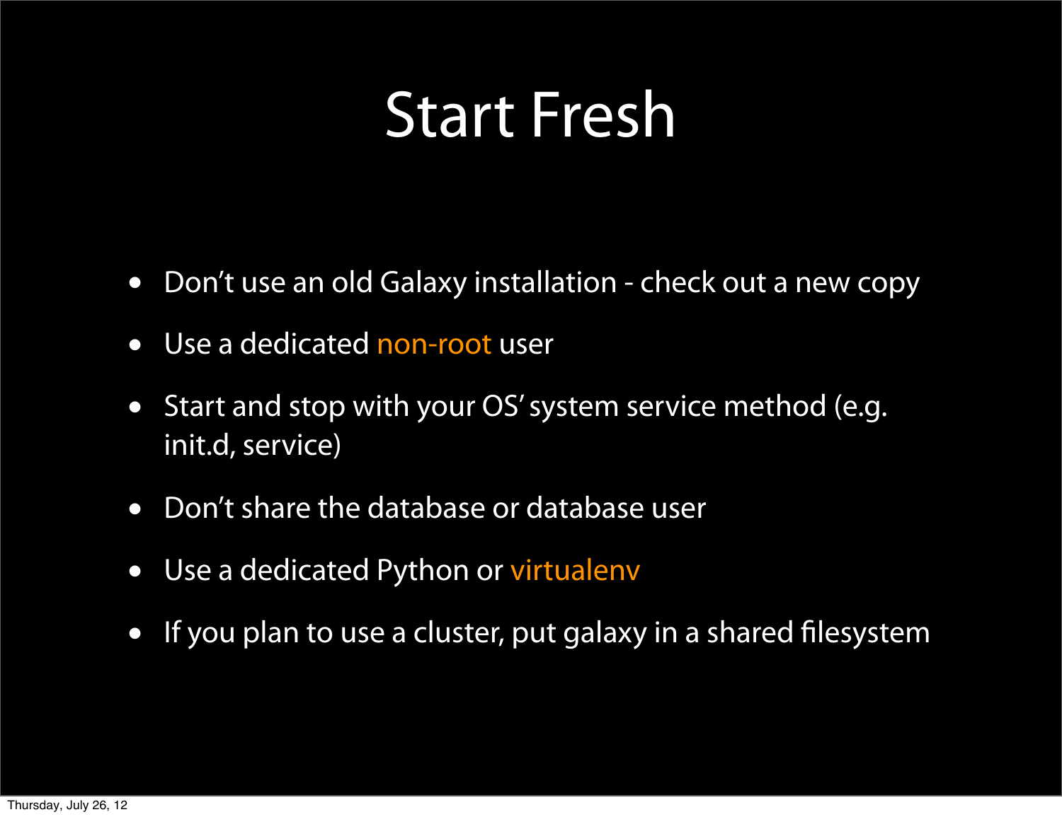# Start Fresh

- Don’t use an old Galaxy installation - check out a new copy
- Use a dedicated non-root user
- Start and stop with your OS’ system service method (e.g. init.d, service)
- Don’t share the database or database user
- Use a dedicated Python or virtualenv
- If you plan to use a cluster, put galaxy in a shared filesystem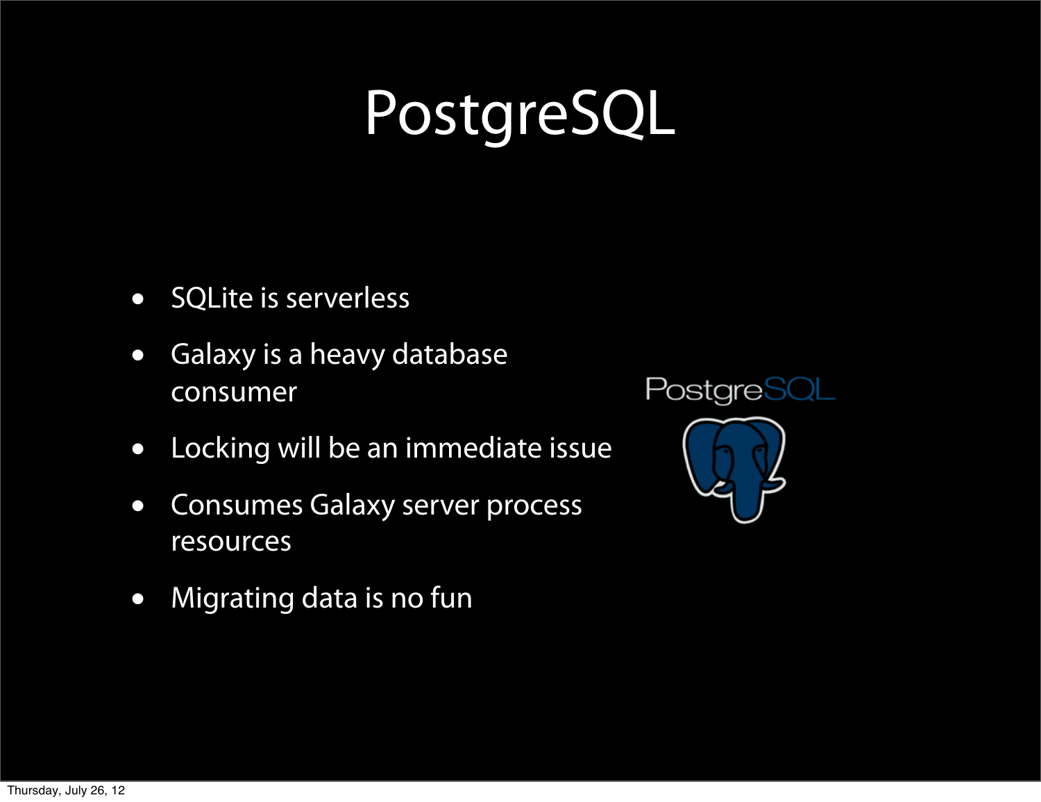# PostgreSQL

- SQLite is serverless
- Galaxy is a heavy database consumer
- Locking will be an immediate issue
- Consumes Galaxy server process resources
- Migrating data is no fun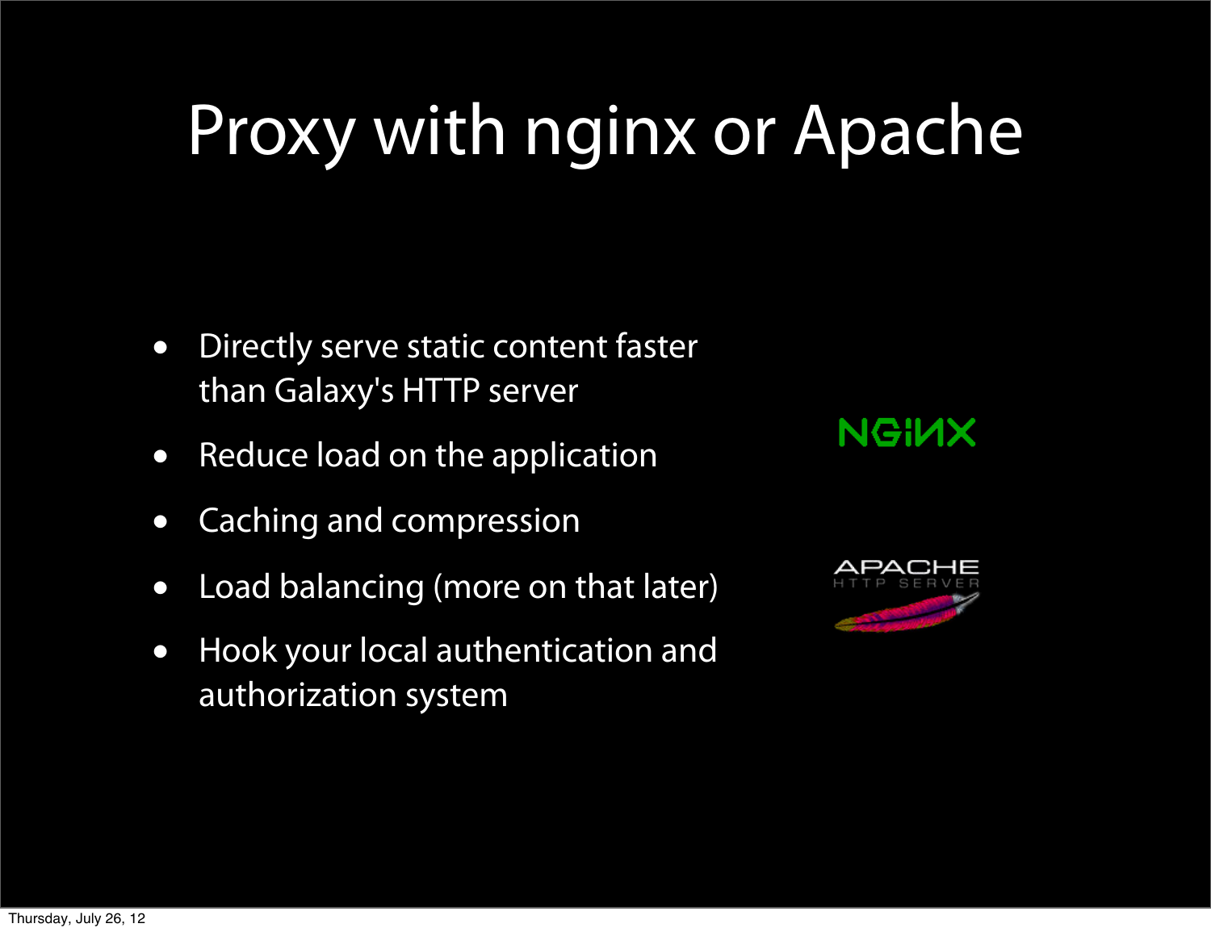# Proxy with nginx or Apache

- Directly serve static content faster than Galaxy's HTTP server
- Reduce load on the application
- Caching and compression
- Load balancing (more on that later)
- Hook your local authentication and authorization system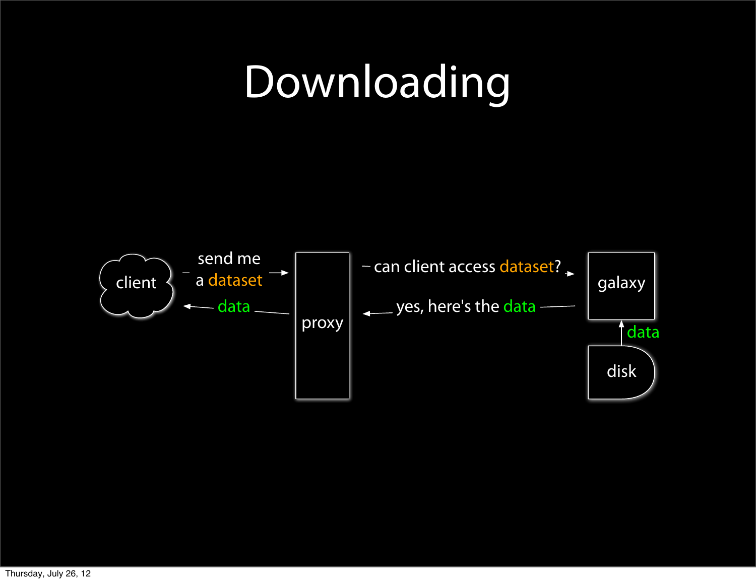# Downloading

client — send me a dataset → proxy

proxy — can client access dataset? → galaxy

galaxy — yes, here's the data → proxy

proxy — data → client

disk — data → galaxy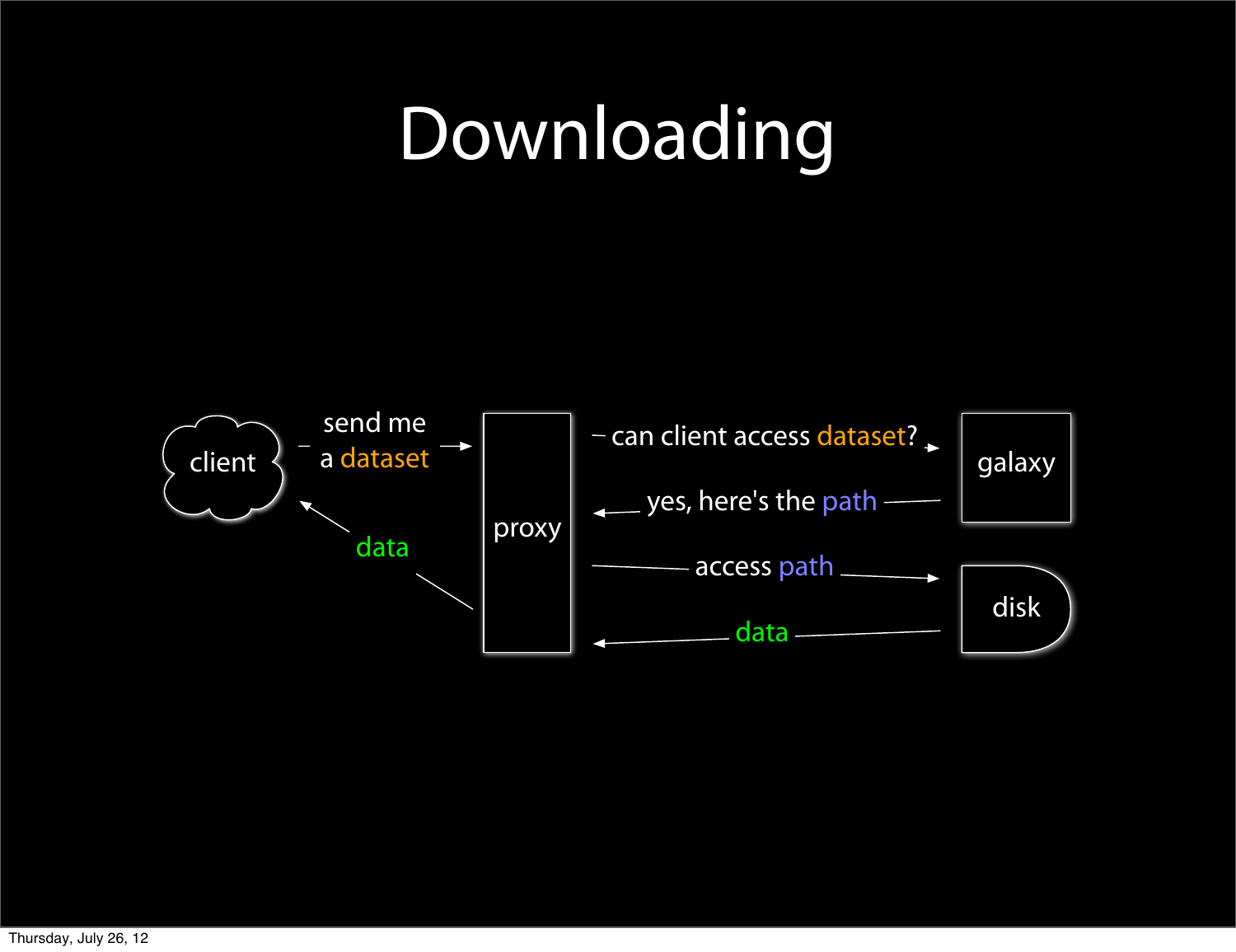# Downloading

client — send me a dataset → proxy

proxy — can client access dataset? → galaxy

galaxy — yes, here's the path → proxy

proxy — access path → disk

disk — data → proxy

proxy — data → client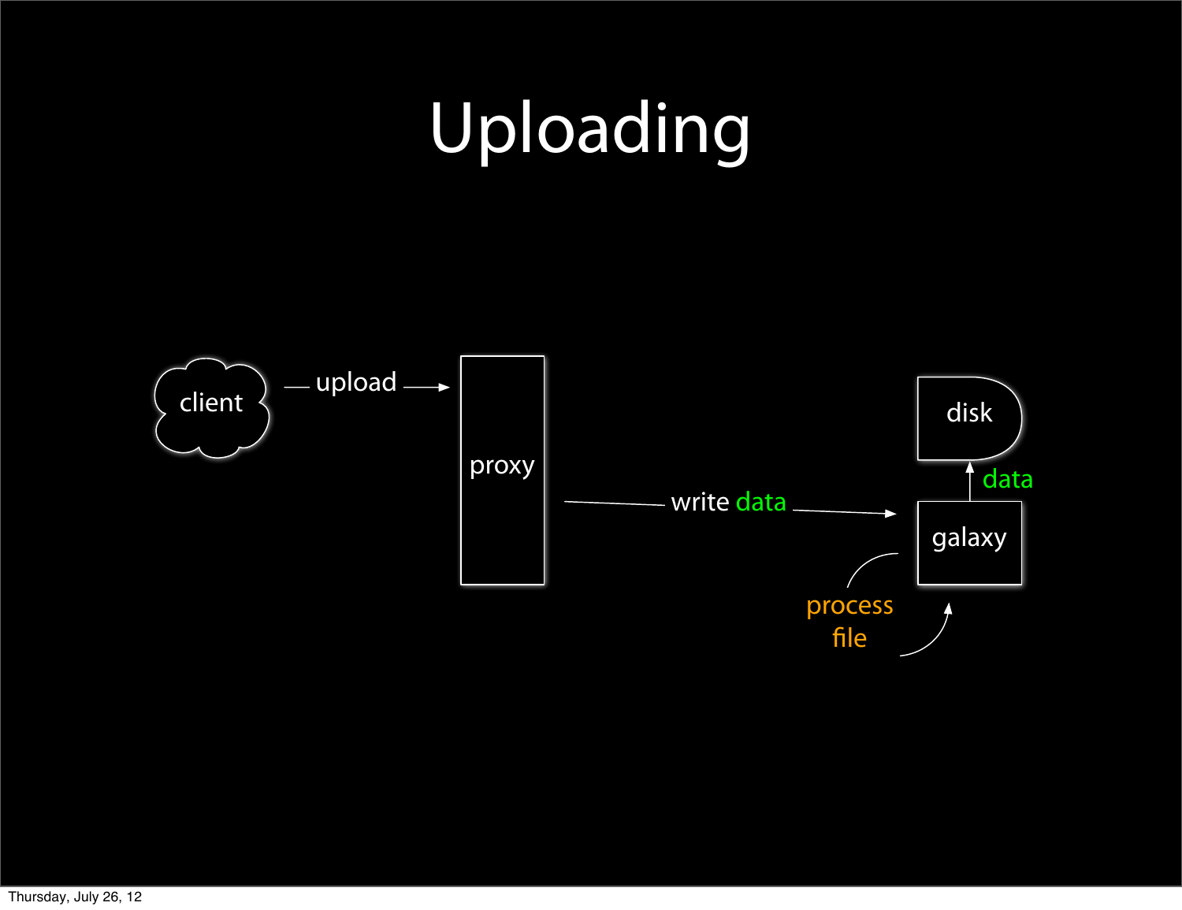# Uploading

client — upload → proxy — write data → galaxy — data → disk

process file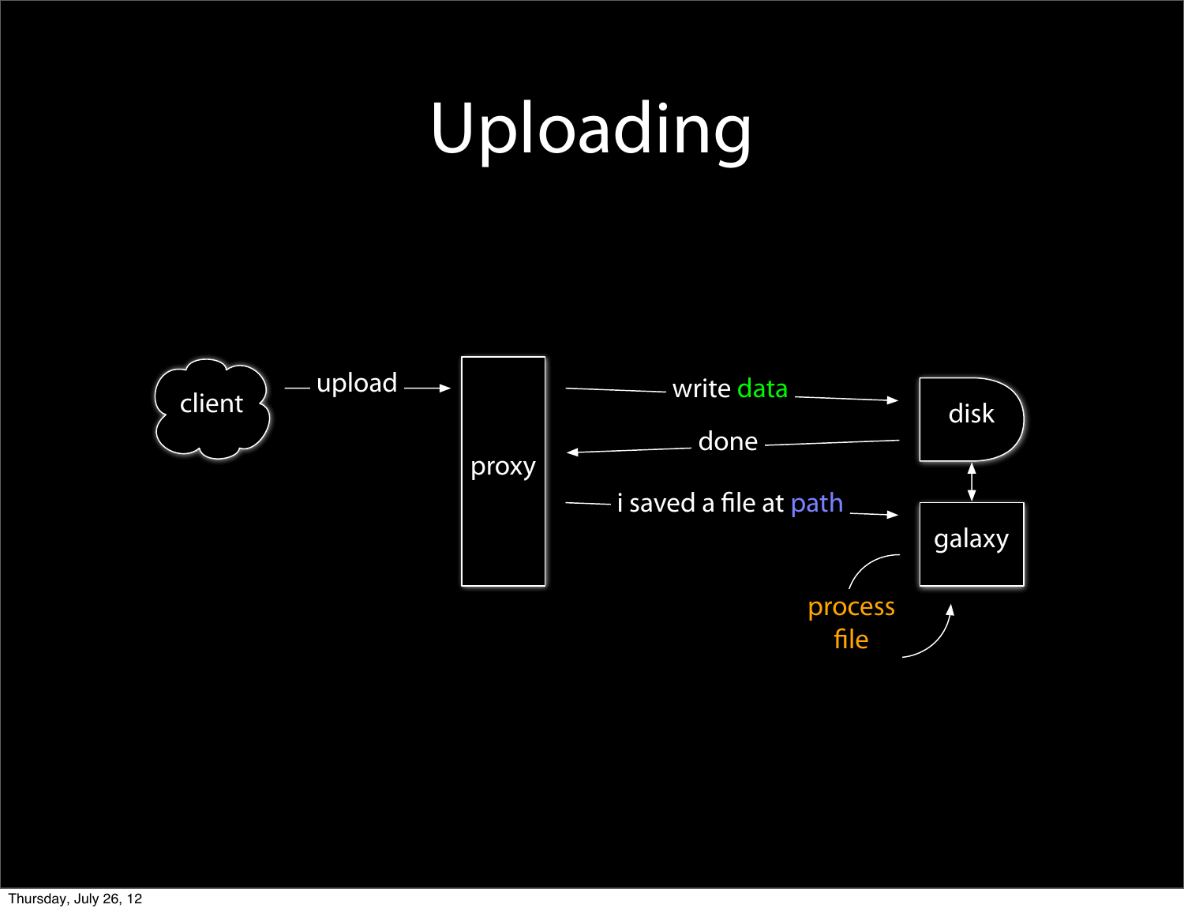# Uploading

client — upload → proxy

proxy — write data → disk

disk — done → proxy

proxy — i saved a file at path → galaxy

disk ↔ galaxy

galaxy: process file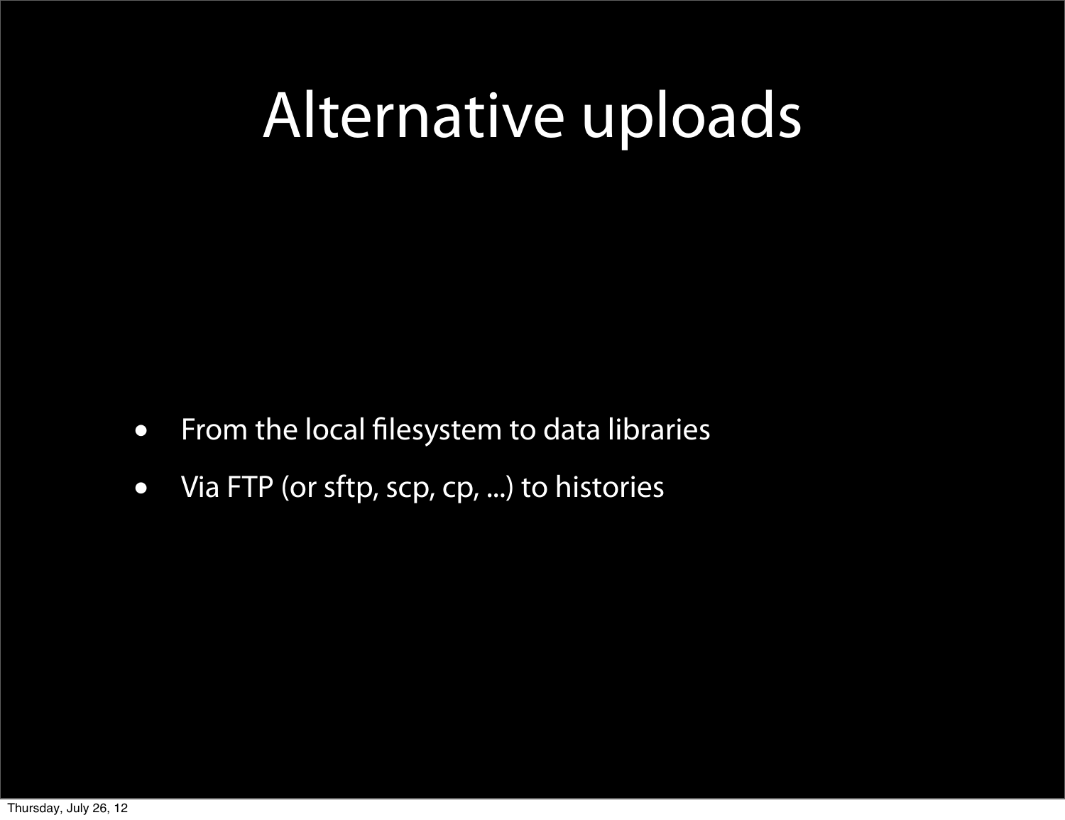# Alternative uploads

- From the local filesystem to data libraries
- Via FTP (or sftp, scp, cp, ...) to histories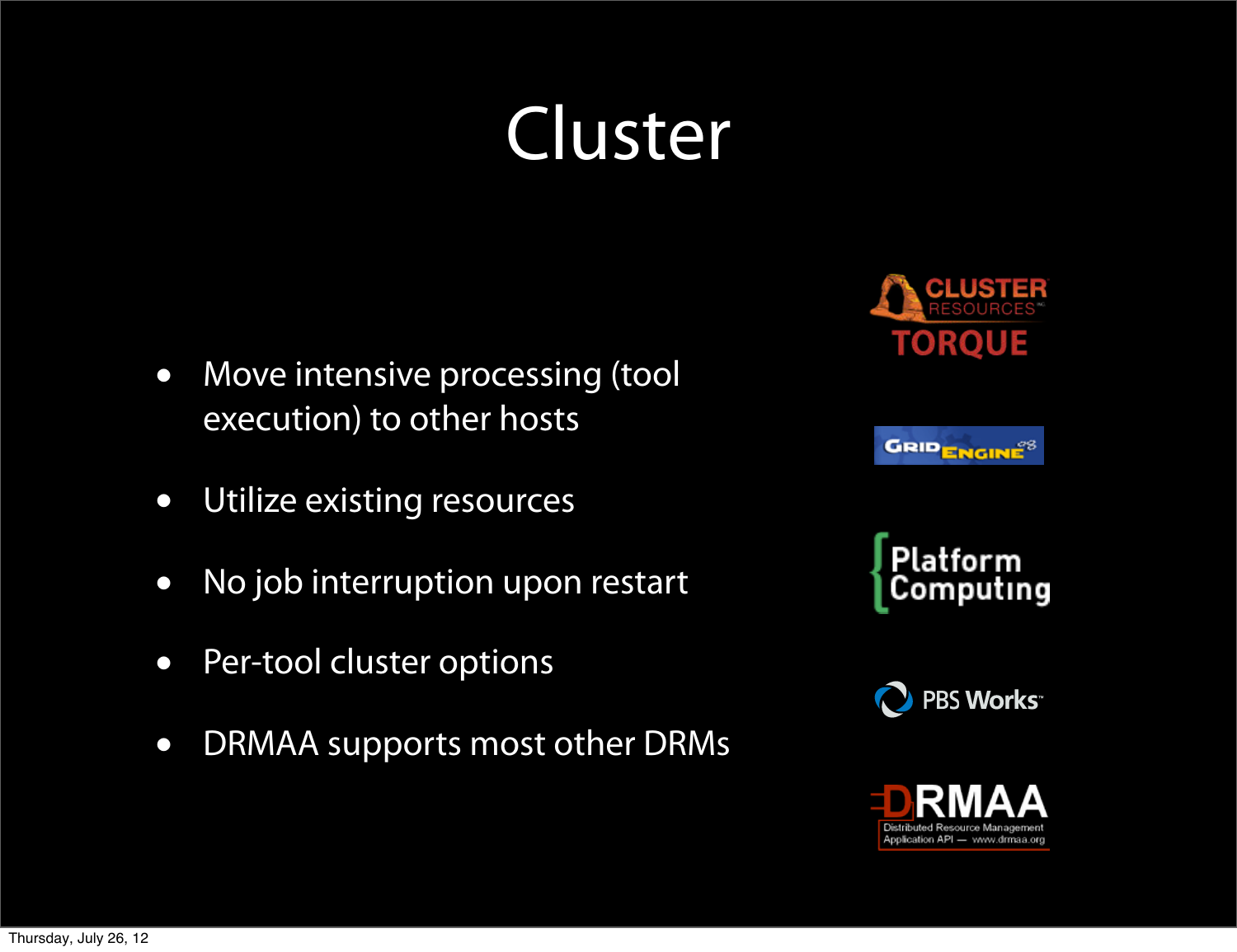# Cluster

- Move intensive processing (tool execution) to other hosts
- Utilize existing resources
- No job interruption upon restart
- Per-tool cluster options
- DRMAA supports most other DRMs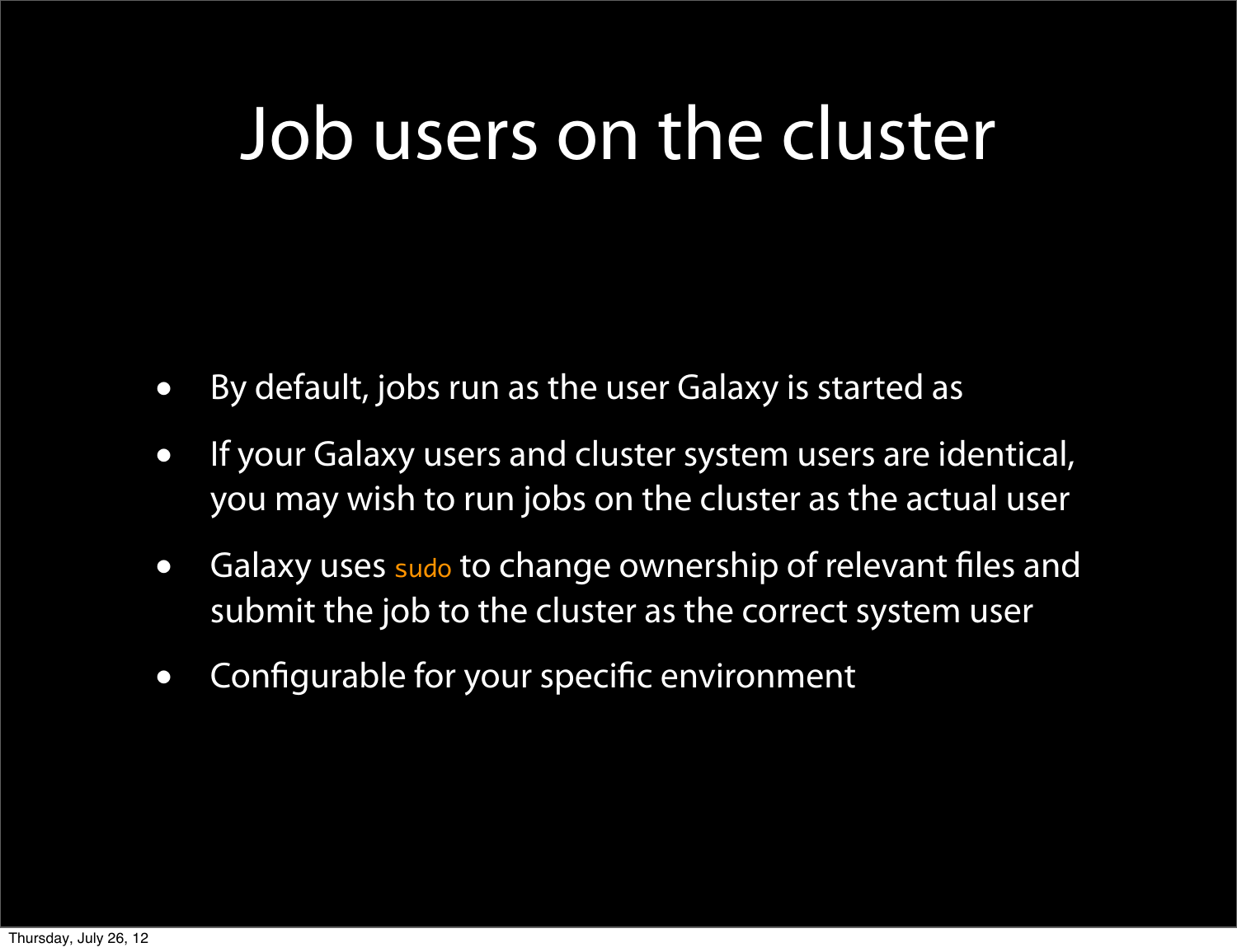# Job users on the cluster

- By default, jobs run as the user Galaxy is started as
- If your Galaxy users and cluster system users are identical, you may wish to run jobs on the cluster as the actual user
- Galaxy uses `sudo` to change ownership of relevant files and submit the job to the cluster as the correct system user
- Configurable for your specific environment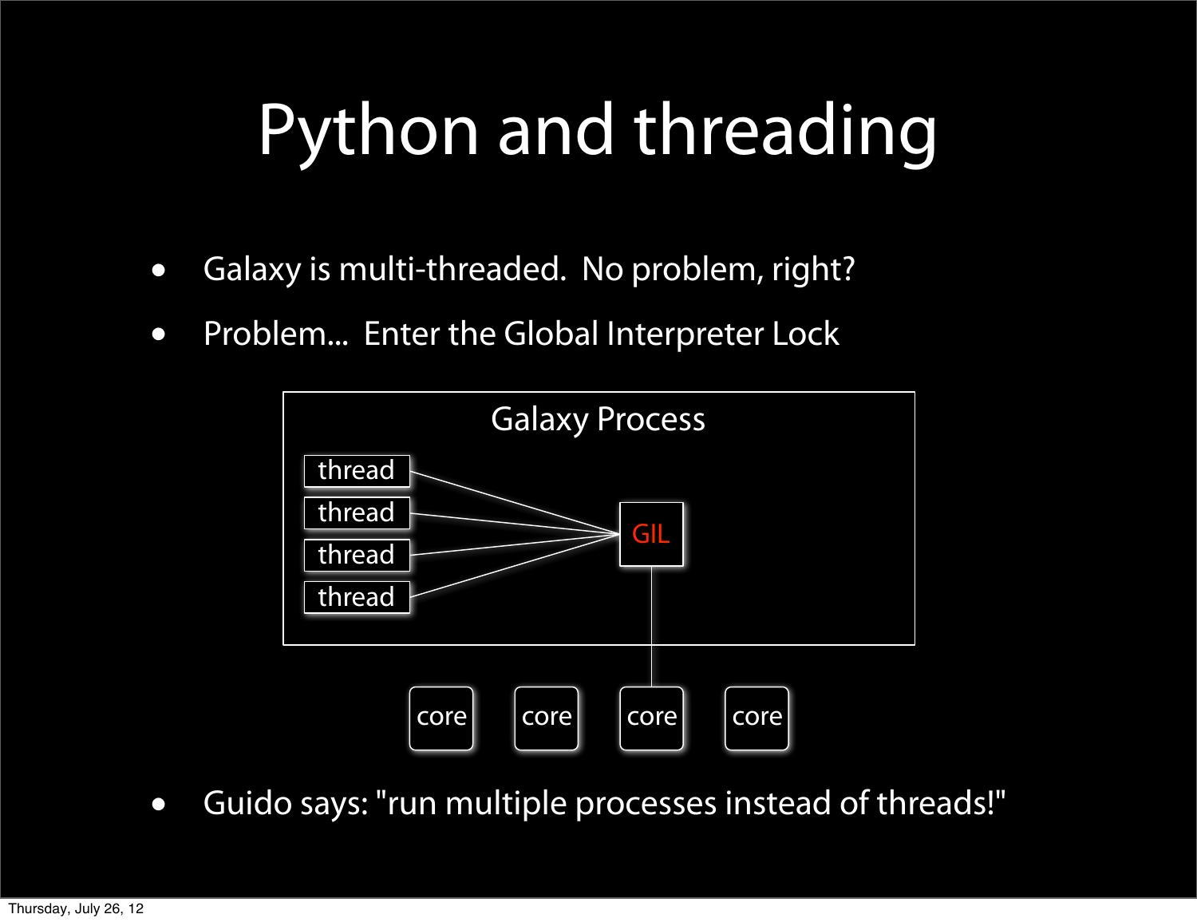# Python and threading

- Galaxy is multi-threaded. No problem, right?
- Problem... Enter the Global Interpreter Lock

Galaxy Process

thread
thread
thread
thread

GIL

core core core core

- Guido says: "run multiple processes instead of threads!"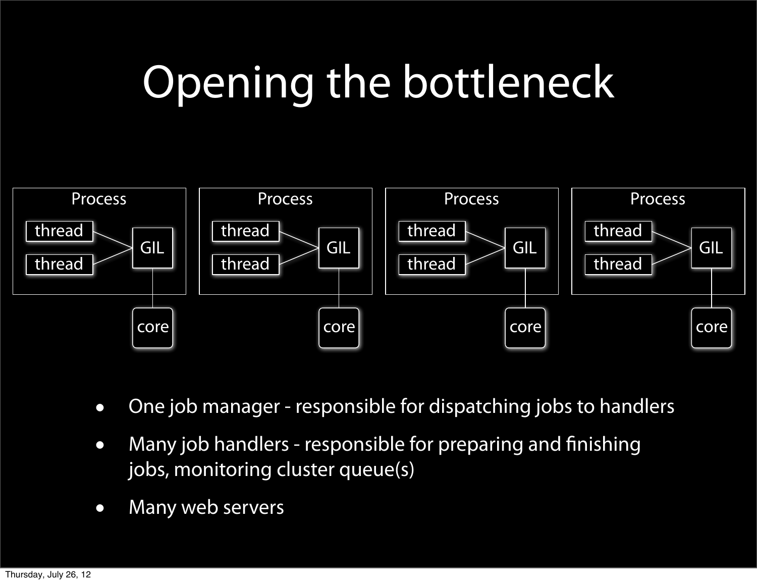# Opening the bottleneck

Process: thread, thread → GIL → core

Process: thread, thread → GIL → core

Process: thread, thread → GIL → core

Process: thread, thread → GIL → core

- One job manager - responsible for dispatching jobs to handlers
- Many job handlers - responsible for preparing and finishing jobs, monitoring cluster queue(s)
- Many web servers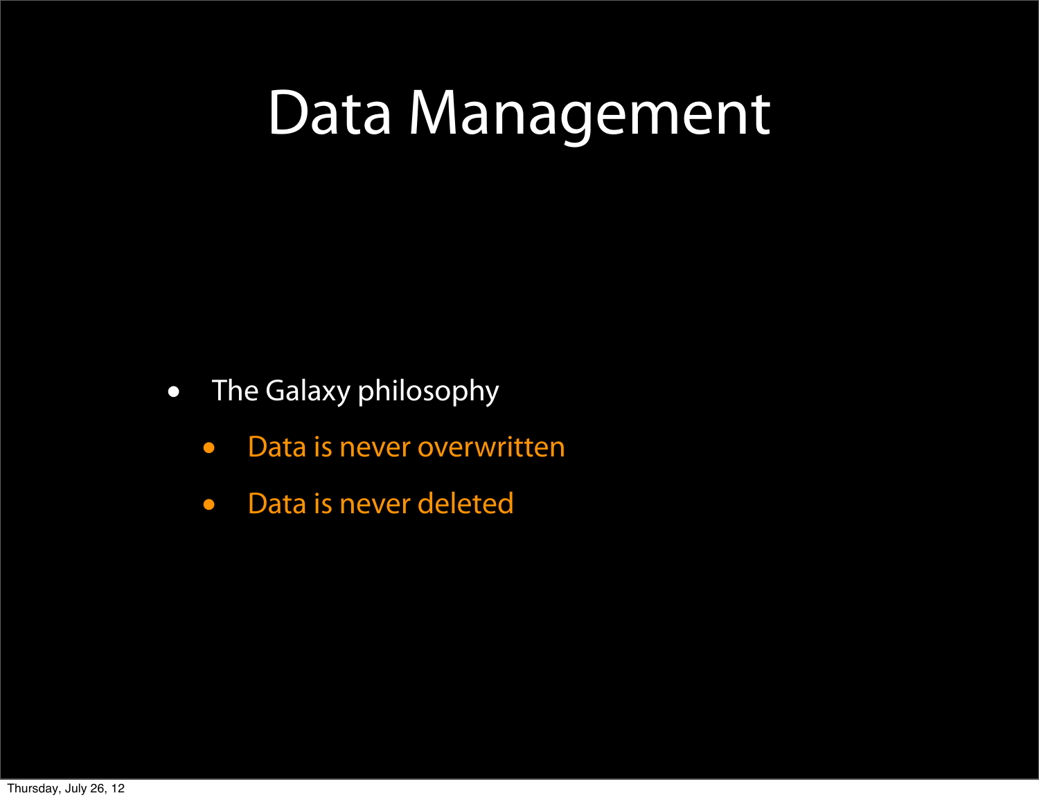# Data Management

- The Galaxy philosophy
  - Data is never overwritten
  - Data is never deleted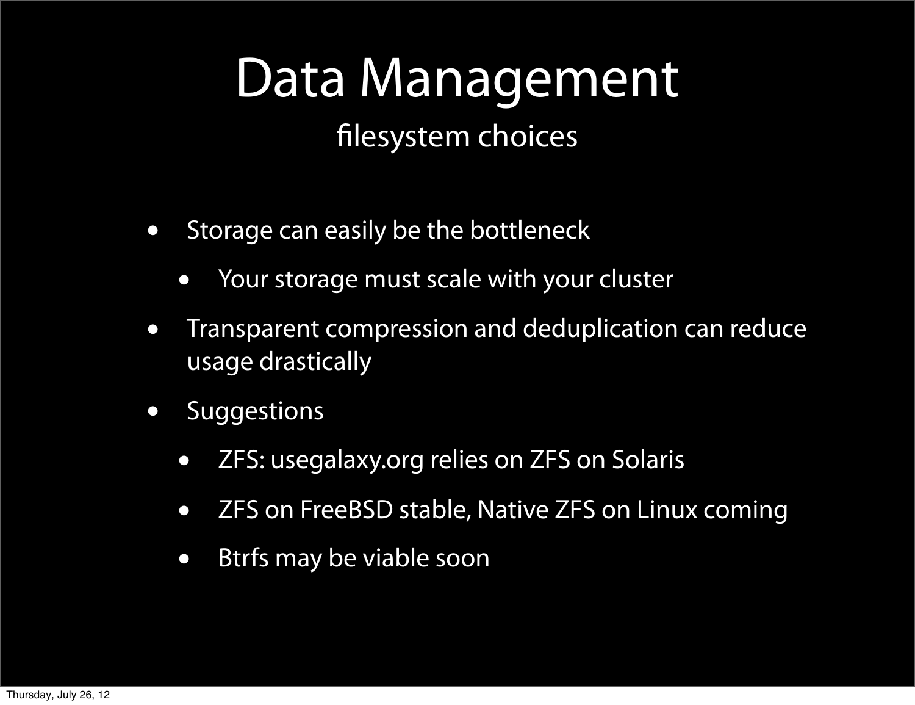# Data Management

## filesystem choices

- Storage can easily be the bottleneck
  - Your storage must scale with your cluster
- Transparent compression and deduplication can reduce usage drastically
- Suggestions
  - ZFS: usegalaxy.org relies on ZFS on Solaris
  - ZFS on FreeBSD stable, Native ZFS on Linux coming
  - Btrfs may be viable soon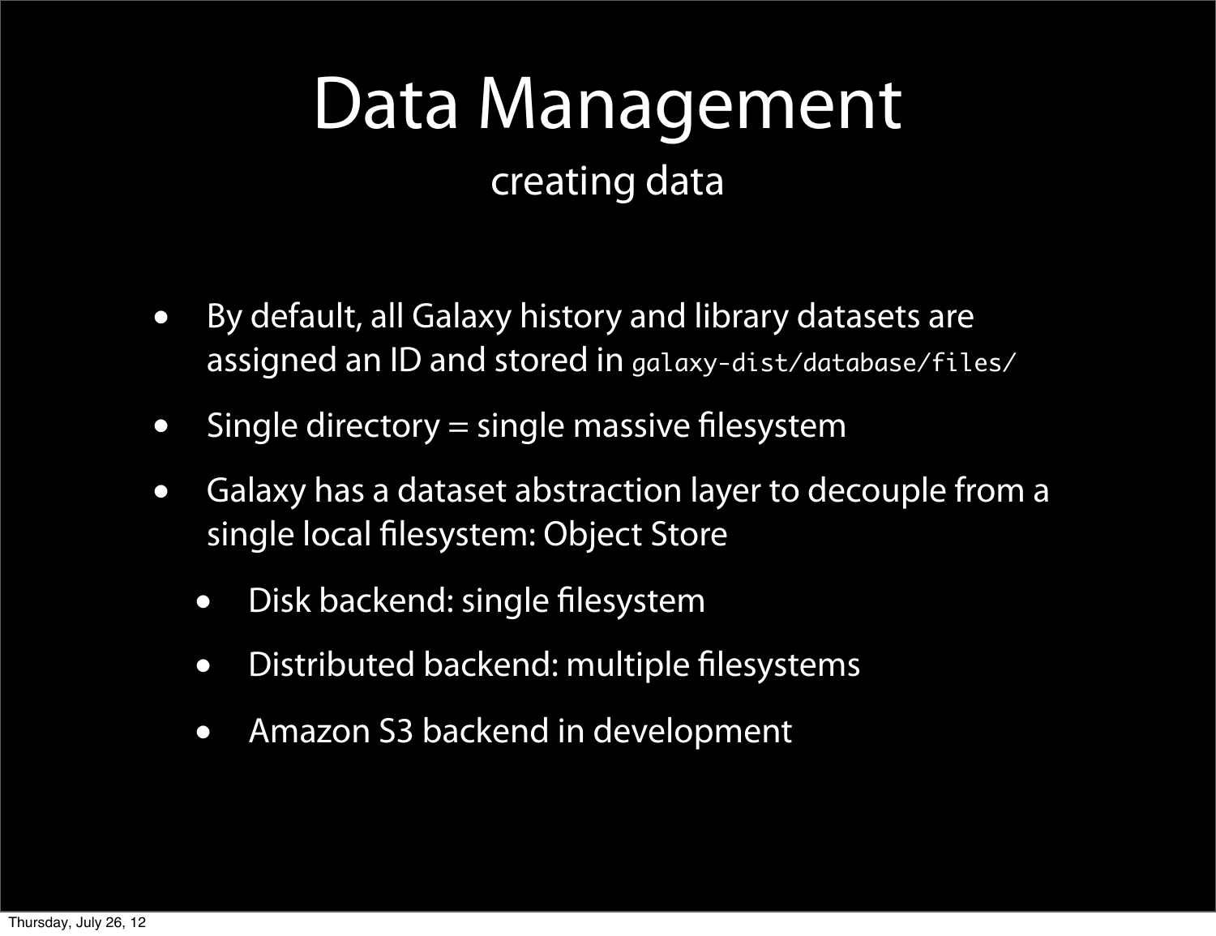# Data Management

## creating data

- By default, all Galaxy history and library datasets are assigned an ID and stored in `galaxy-dist/database/files/`
- Single directory = single massive filesystem
- Galaxy has a dataset abstraction layer to decouple from a single local filesystem: Object Store
  - Disk backend: single filesystem
  - Distributed backend: multiple filesystems
  - Amazon S3 backend in development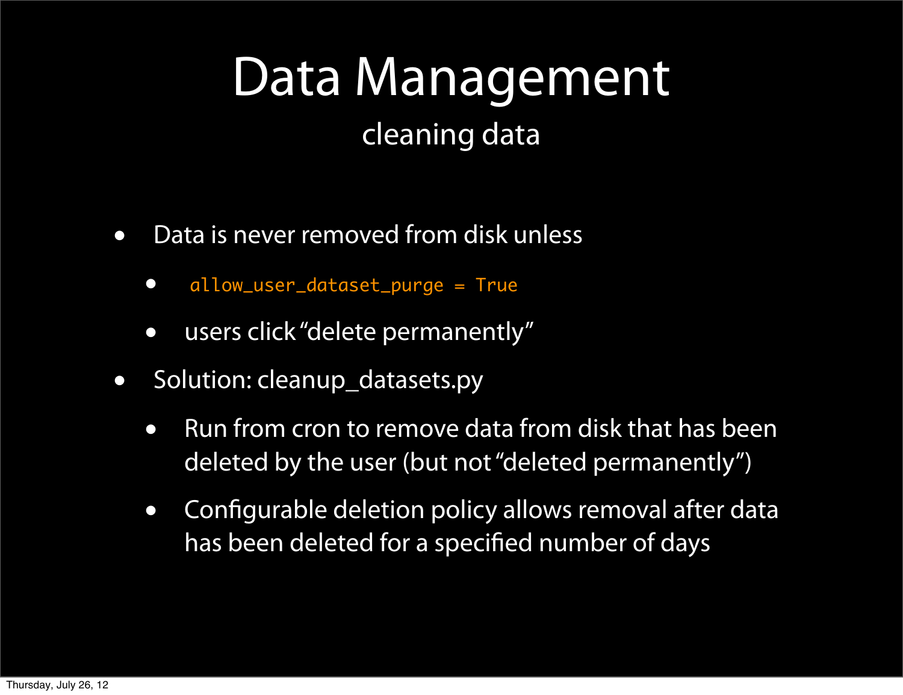# Data Management

## cleaning data

- Data is never removed from disk unless
  - `allow_user_dataset_purge = True`
  - users click “delete permanently”
- Solution: cleanup_datasets.py
  - Run from cron to remove data from disk that has been deleted by the user (but not “deleted permanently”)
  - Configurable deletion policy allows removal after data has been deleted for a specified number of days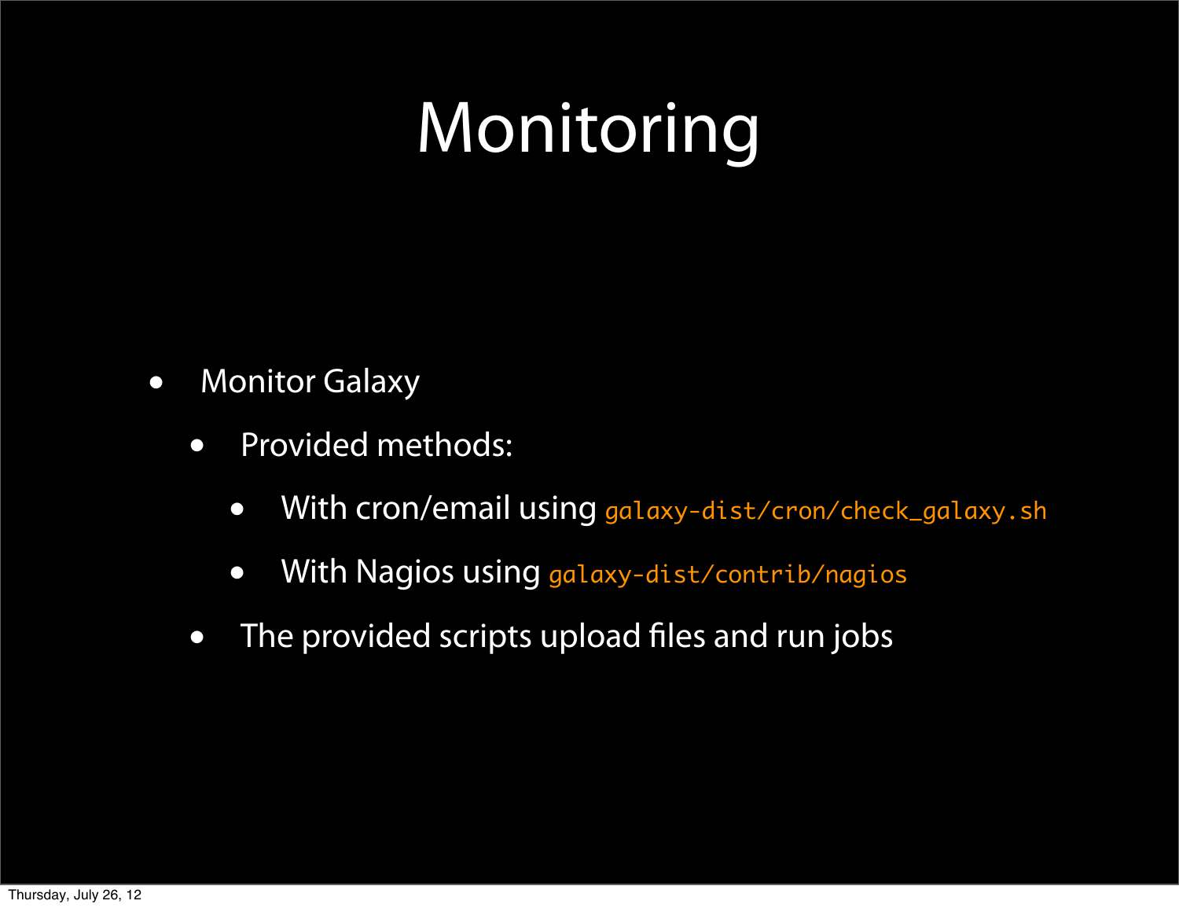# Monitoring

- Monitor Galaxy
  - Provided methods:
    - With cron/email using `galaxy-dist/cron/check_galaxy.sh`
    - With Nagios using `galaxy-dist/contrib/nagios`
  - The provided scripts upload files and run jobs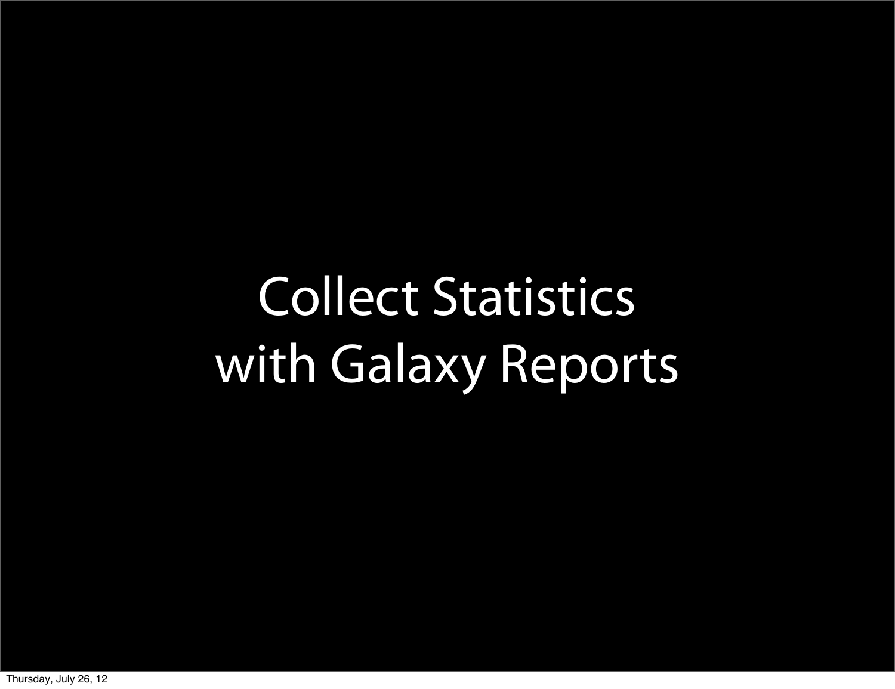# Collect Statistics with Galaxy Reports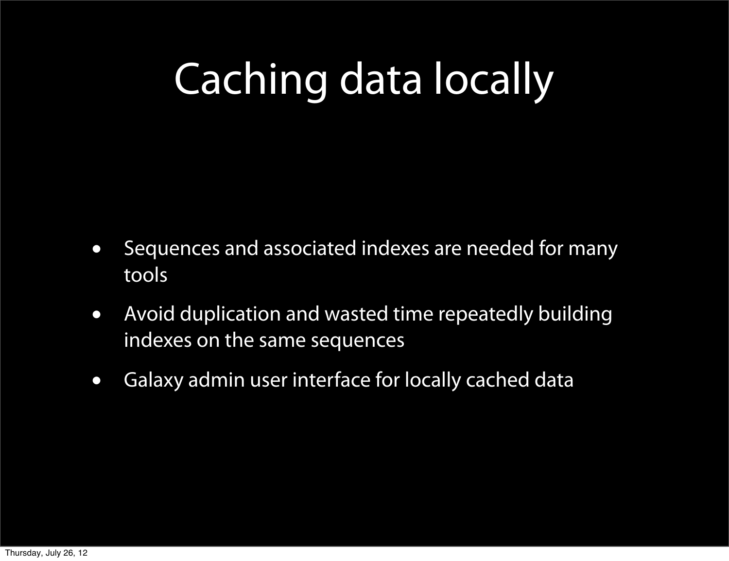# Caching data locally

- Sequences and associated indexes are needed for many tools
- Avoid duplication and wasted time repeatedly building indexes on the same sequences
- Galaxy admin user interface for locally cached data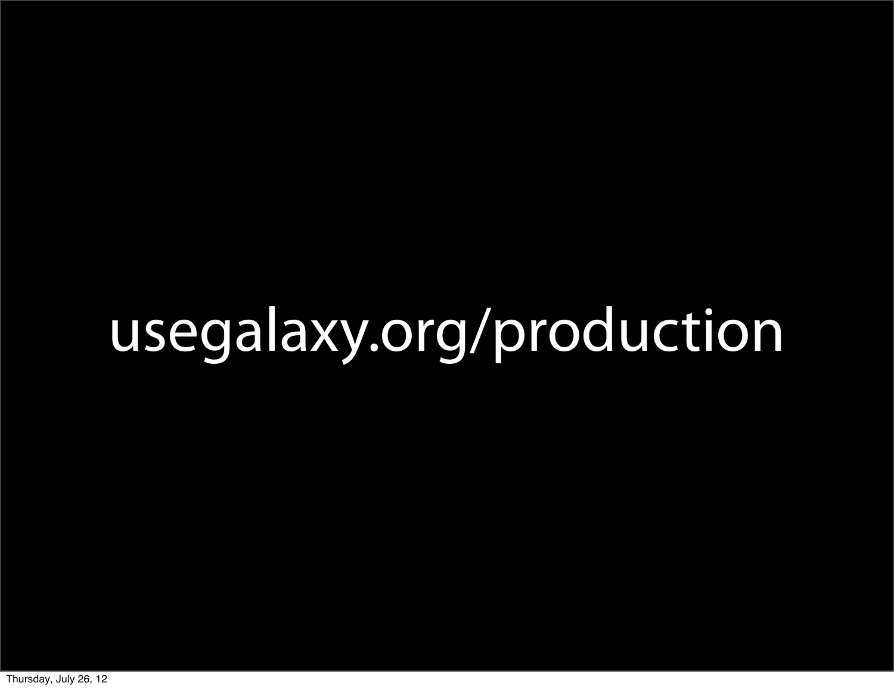usegalaxy.org/production